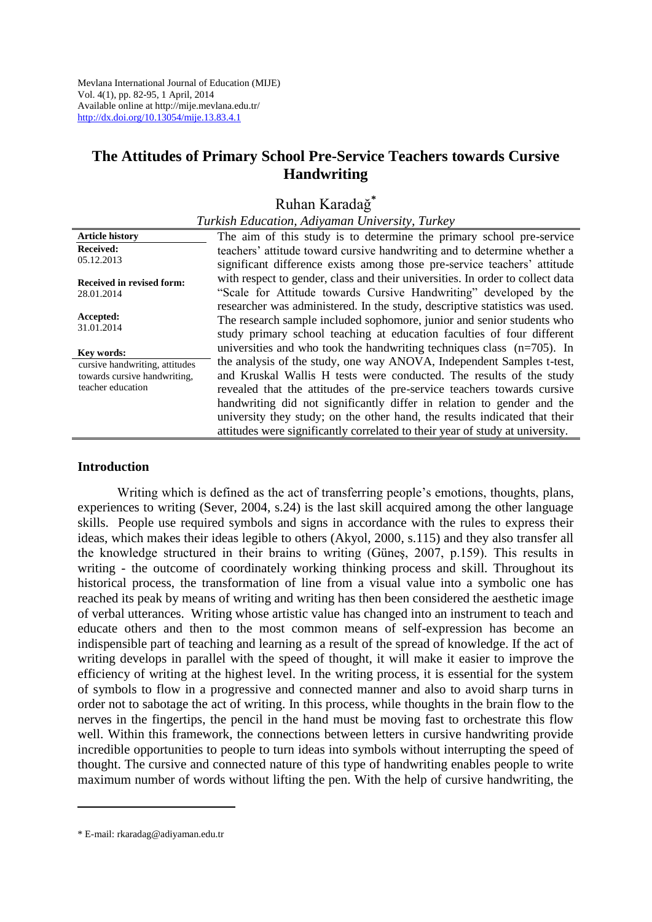Mevlana International Journal of Education (MIJE)
Vol. 4(1), pp. 82-95, 1 April, 2014
Available online at http://mije.mevlana.edu.tr/
http://dx.doi.org/10.13054/mije.13.83.4.1

# The Attitudes of Primary School Pre-Service Teachers towards Cursive Handwriting

Ruhan Karadağ[*]

*Turkish Education, Adiyaman University, Turkey*

**Article history**

**Received:**
05.12.2013

**Received in revised form:**
28.01.2014

**Accepted:**
31.01.2014

**Key words:**
cursive handwriting, attitudes towards cursive handwriting, teacher education

The aim of this study is to determine the primary school pre-service teachers' attitude toward cursive handwriting and to determine whether a significant difference exists among those pre-service teachers' attitude with respect to gender, class and their universities. In order to collect data "Scale for Attitude towards Cursive Handwriting" developed by the researcher was administered. In the study, descriptive statistics was used. The research sample included sophomore, junior and senior students who study primary school teaching at education faculties of four different universities and who took the handwriting techniques class (n=705). In the analysis of the study, one way ANOVA, Independent Samples t-test, and Kruskal Wallis H tests were conducted. The results of the study revealed that the attitudes of the pre-service teachers towards cursive handwriting did not significantly differ in relation to gender and the university they study; on the other hand, the results indicated that their attitudes were significantly correlated to their year of study at university.

## Introduction

Writing which is defined as the act of transferring people's emotions, thoughts, plans, experiences to writing (Sever, 2004, s.24) is the last skill acquired among the other language skills. People use required symbols and signs in accordance with the rules to express their ideas, which makes their ideas legible to others (Akyol, 2000, s.115) and they also transfer all the knowledge structured in their brains to writing (Güneş, 2007, p.159). This results in writing - the outcome of coordinately working thinking process and skill. Throughout its historical process, the transformation of line from a visual value into a symbolic one has reached its peak by means of writing and writing has then been considered the aesthetic image of verbal utterances. Writing whose artistic value has changed into an instrument to teach and educate others and then to the most common means of self-expression has become an indispensible part of teaching and learning as a result of the spread of knowledge. If the act of writing develops in parallel with the speed of thought, it will make it easier to improve the efficiency of writing at the highest level. In the writing process, it is essential for the system of symbols to flow in a progressive and connected manner and also to avoid sharp turns in order not to sabotage the act of writing. In this process, while thoughts in the brain flow to the nerves in the fingertips, the pencil in the hand must be moving fast to orchestrate this flow well. Within this framework, the connections between letters in cursive handwriting provide incredible opportunities to people to turn ideas into symbols without interrupting the speed of thought. The cursive and connected nature of this type of handwriting enables people to write maximum number of words without lifting the pen. With the help of cursive handwriting, the

[*] E-mail: rkaradag@adiyaman.edu.tr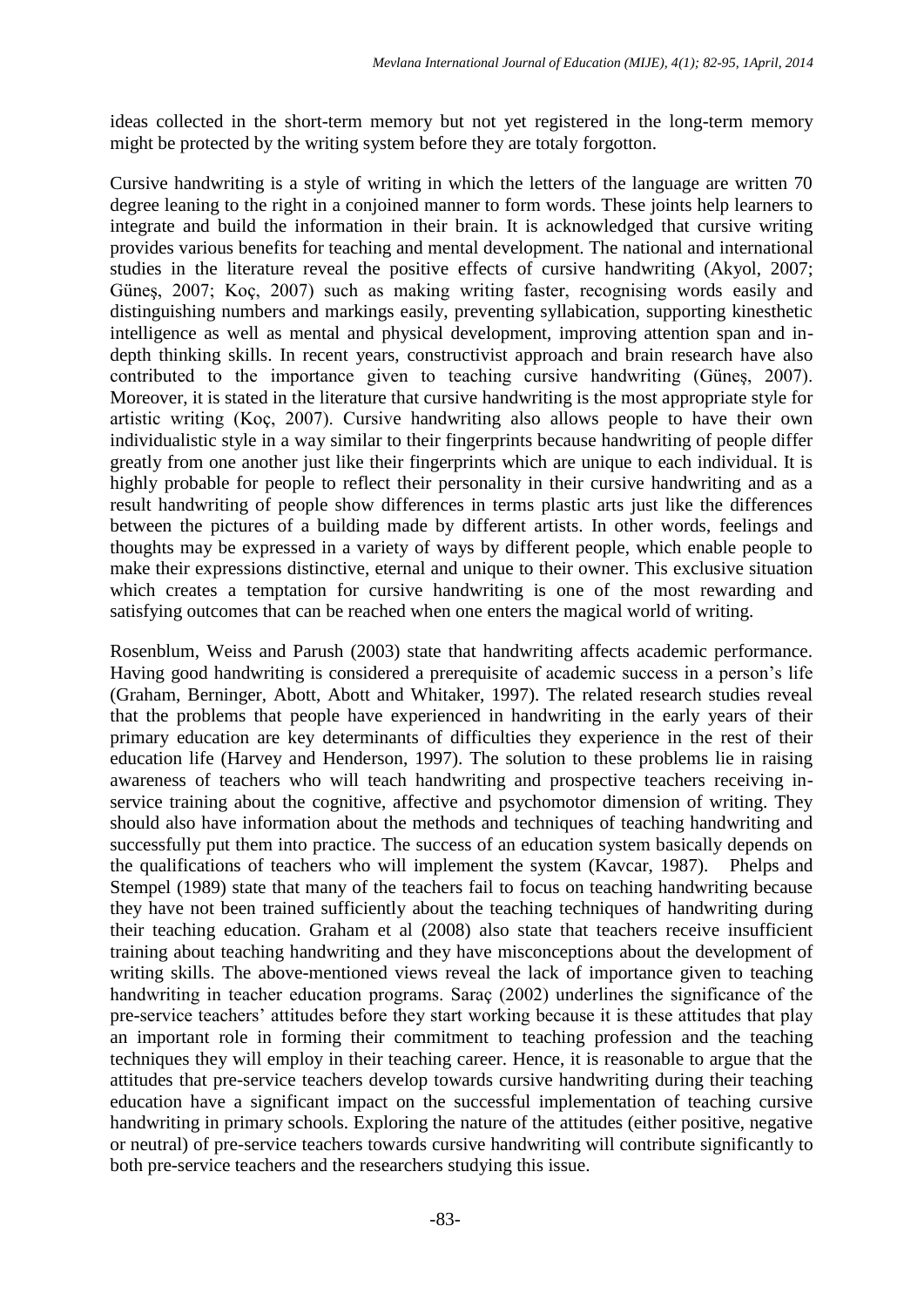ideas collected in the short-term memory but not yet registered in the long-term memory might be protected by the writing system before they are totaly forgotton.

Cursive handwriting is a style of writing in which the letters of the language are written 70 degree leaning to the right in a conjoined manner to form words. These joints help learners to integrate and build the information in their brain. It is acknowledged that cursive writing provides various benefits for teaching and mental development. The national and international studies in the literature reveal the positive effects of cursive handwriting (Akyol, 2007; Güneş, 2007; Koç, 2007) such as making writing faster, recognising words easily and distinguishing numbers and markings easily, preventing syllabication, supporting kinesthetic intelligence as well as mental and physical development, improving attention span and in-depth thinking skills. In recent years, constructivist approach and brain research have also contributed to the importance given to teaching cursive handwriting (Güneş, 2007). Moreover, it is stated in the literature that cursive handwriting is the most appropriate style for artistic writing (Koç, 2007). Cursive handwriting also allows people to have their own individualistic style in a way similar to their fingerprints because handwriting of people differ greatly from one another just like their fingerprints which are unique to each individual. It is highly probable for people to reflect their personality in their cursive handwriting and as a result handwriting of people show differences in terms plastic arts just like the differences between the pictures of a building made by different artists. In other words, feelings and thoughts may be expressed in a variety of ways by different people, which enable people to make their expressions distinctive, eternal and unique to their owner. This exclusive situation which creates a temptation for cursive handwriting is one of the most rewarding and satisfying outcomes that can be reached when one enters the magical world of writing.

Rosenblum, Weiss and Parush (2003) state that handwriting affects academic performance. Having good handwriting is considered a prerequisite of academic success in a person's life (Graham, Berninger, Abott, Abott and Whitaker, 1997). The related research studies reveal that the problems that people have experienced in handwriting in the early years of their primary education are key determinants of difficulties they experience in the rest of their education life (Harvey and Henderson, 1997). The solution to these problems lie in raising awareness of teachers who will teach handwriting and prospective teachers receiving in-service training about the cognitive, affective and psychomotor dimension of writing. They should also have information about the methods and techniques of teaching handwriting and successfully put them into practice. The success of an education system basically depends on the qualifications of teachers who will implement the system (Kavcar, 1987). Phelps and Stempel (1989) state that many of the teachers fail to focus on teaching handwriting because they have not been trained sufficiently about the teaching techniques of handwriting during their teaching education. Graham et al (2008) also state that teachers receive insufficient training about teaching handwriting and they have misconceptions about the development of writing skills. The above-mentioned views reveal the lack of importance given to teaching handwriting in teacher education programs. Saraç (2002) underlines the significance of the pre-service teachers' attitudes before they start working because it is these attitudes that play an important role in forming their commitment to teaching profession and the teaching techniques they will employ in their teaching career. Hence, it is reasonable to argue that the attitudes that pre-service teachers develop towards cursive handwriting during their teaching education have a significant impact on the successful implementation of teaching cursive handwriting in primary schools. Exploring the nature of the attitudes (either positive, negative or neutral) of pre-service teachers towards cursive handwriting will contribute significantly to both pre-service teachers and the researchers studying this issue.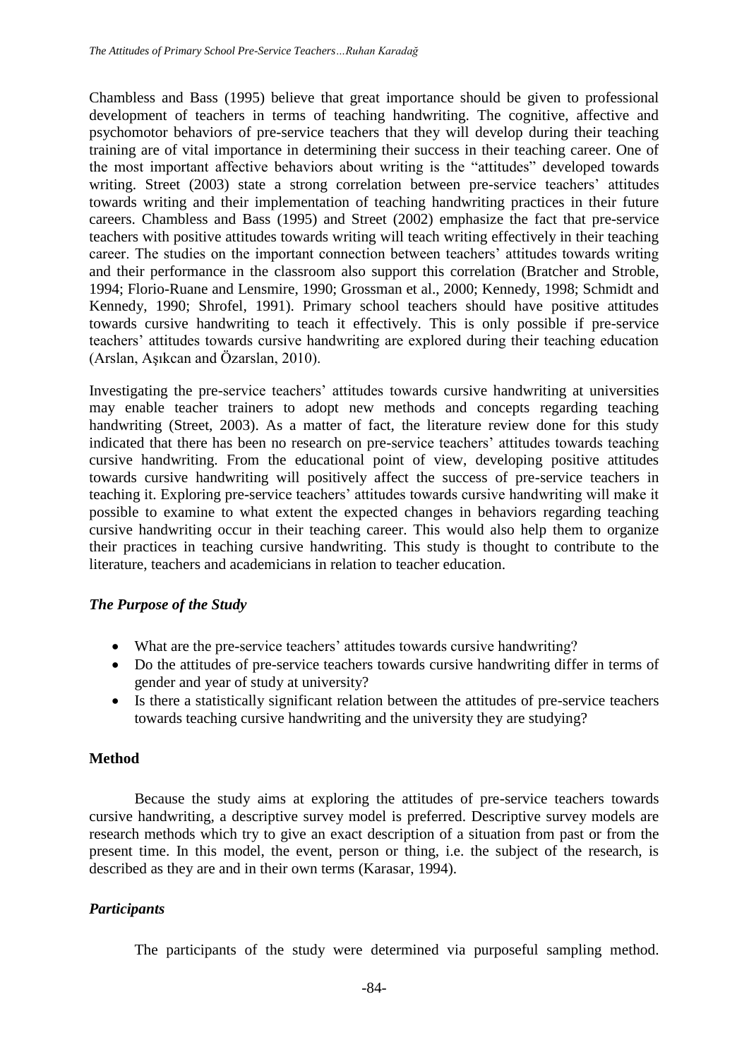Chambless and Bass (1995) believe that great importance should be given to professional development of teachers in terms of teaching handwriting. The cognitive, affective and psychomotor behaviors of pre-service teachers that they will develop during their teaching training are of vital importance in determining their success in their teaching career. One of the most important affective behaviors about writing is the "attitudes" developed towards writing. Street (2003) state a strong correlation between pre-service teachers' attitudes towards writing and their implementation of teaching handwriting practices in their future careers. Chambless and Bass (1995) and Street (2002) emphasize the fact that pre-service teachers with positive attitudes towards writing will teach writing effectively in their teaching career. The studies on the important connection between teachers' attitudes towards writing and their performance in the classroom also support this correlation (Bratcher and Stroble, 1994; Florio-Ruane and Lensmire, 1990; Grossman et al., 2000; Kennedy, 1998; Schmidt and Kennedy, 1990; Shrofel, 1991). Primary school teachers should have positive attitudes towards cursive handwriting to teach it effectively. This is only possible if pre-service teachers' attitudes towards cursive handwriting are explored during their teaching education (Arslan, Aşıkcan and Özarslan, 2010).

Investigating the pre-service teachers' attitudes towards cursive handwriting at universities may enable teacher trainers to adopt new methods and concepts regarding teaching handwriting (Street, 2003). As a matter of fact, the literature review done for this study indicated that there has been no research on pre-service teachers' attitudes towards teaching cursive handwriting. From the educational point of view, developing positive attitudes towards cursive handwriting will positively affect the success of pre-service teachers in teaching it. Exploring pre-service teachers' attitudes towards cursive handwriting will make it possible to examine to what extent the expected changes in behaviors regarding teaching cursive handwriting occur in their teaching career. This would also help them to organize their practices in teaching cursive handwriting. This study is thought to contribute to the literature, teachers and academicians in relation to teacher education.

### *The Purpose of the Study*

- What are the pre-service teachers' attitudes towards cursive handwriting?
- Do the attitudes of pre-service teachers towards cursive handwriting differ in terms of gender and year of study at university?
- Is there a statistically significant relation between the attitudes of pre-service teachers towards teaching cursive handwriting and the university they are studying?

## Method

Because the study aims at exploring the attitudes of pre-service teachers towards cursive handwriting, a descriptive survey model is preferred. Descriptive survey models are research methods which try to give an exact description of a situation from past or from the present time. In this model, the event, person or thing, i.e. the subject of the research, is described as they are and in their own terms (Karasar, 1994).

### *Participants*

The participants of the study were determined via purposeful sampling method.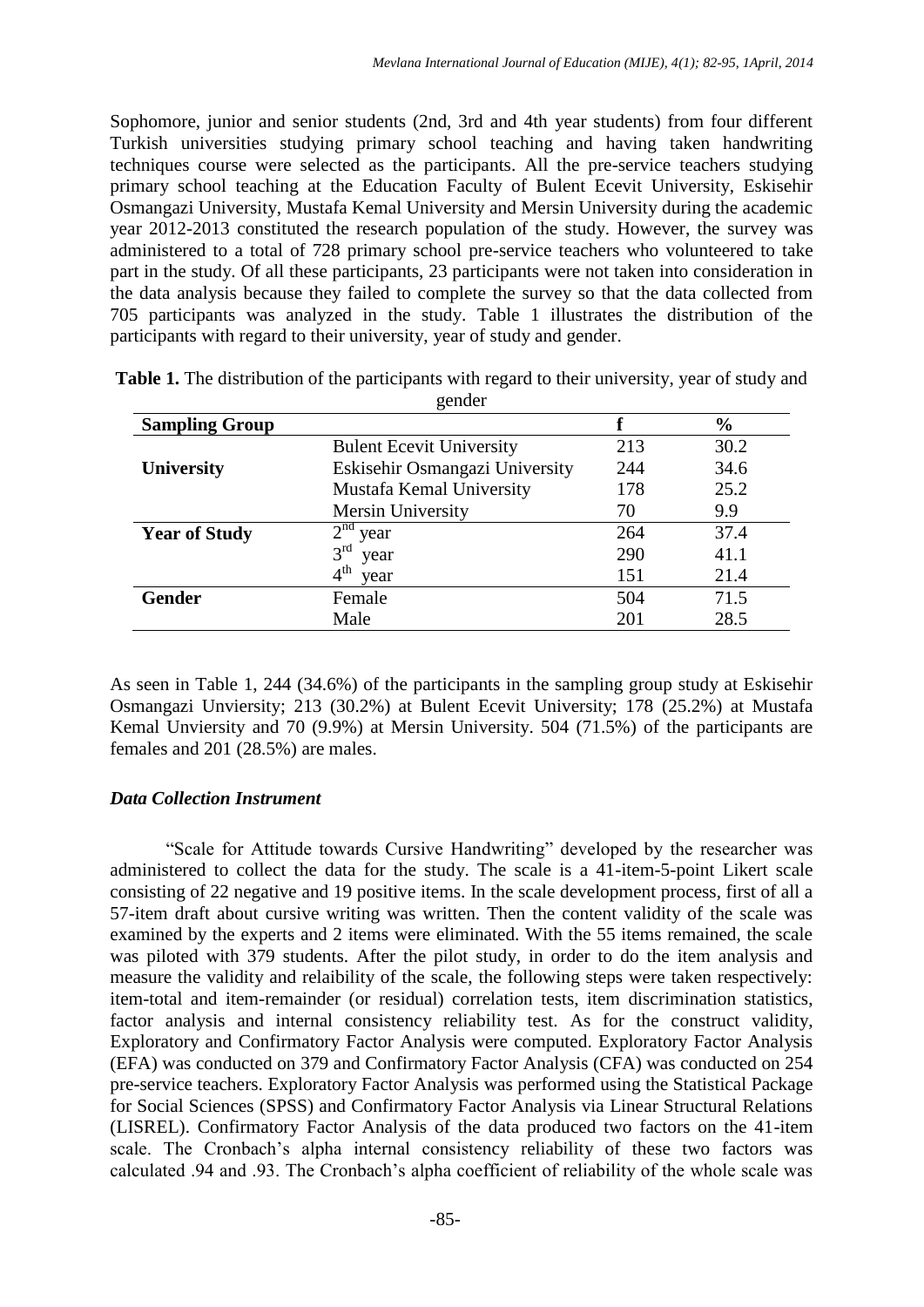Sophomore, junior and senior students (2nd, 3rd and 4th year students) from four different Turkish universities studying primary school teaching and having taken handwriting techniques course were selected as the participants. All the pre-service teachers studying primary school teaching at the Education Faculty of Bulent Ecevit University, Eskisehir Osmangazi University, Mustafa Kemal University and Mersin University during the academic year 2012-2013 constituted the research population of the study. However, the survey was administered to a total of 728 primary school pre-service teachers who volunteered to take part in the study. Of all these participants, 23 participants were not taken into consideration in the data analysis because they failed to complete the survey so that the data collected from 705 participants was analyzed in the study. Table 1 illustrates the distribution of the participants with regard to their university, year of study and gender.

**Table 1.** The distribution of the participants with regard to their university, year of study and gender

| Sampling Group | | f | % |
|---|---|---|---|
| **University** | Bulent Ecevit University | 213 | 30.2 |
| | Eskisehir Osmangazi University | 244 | 34.6 |
| | Mustafa Kemal University | 178 | 25.2 |
| | Mersin University | 70 | 9.9 |
| **Year of Study** | 2nd year | 264 | 37.4 |
| | 3rd year | 290 | 41.1 |
| | 4th year | 151 | 21.4 |
| **Gender** | Female | 504 | 71.5 |
| | Male | 201 | 28.5 |

As seen in Table 1, 244 (34.6%) of the participants in the sampling group study at Eskisehir Osmangazi Unviersity; 213 (30.2%) at Bulent Ecevit University; 178 (25.2%) at Mustafa Kemal Unviersity and 70 (9.9%) at Mersin University. 504 (71.5%) of the participants are females and 201 (28.5%) are males.

### *Data Collection Instrument*

"Scale for Attitude towards Cursive Handwriting" developed by the researcher was administered to collect the data for the study. The scale is a 41-item-5-point Likert scale consisting of 22 negative and 19 positive items. In the scale development process, first of all a 57-item draft about cursive writing was written. Then the content validity of the scale was examined by the experts and 2 items were eliminated. With the 55 items remained, the scale was piloted with 379 students. After the pilot study, in order to do the item analysis and measure the validity and relaibility of the scale, the following steps were taken respectively: item-total and item-remainder (or residual) correlation tests, item discrimination statistics, factor analysis and internal consistency reliability test. As for the construct validity, Exploratory and Confirmatory Factor Analysis were computed. Exploratory Factor Analysis (EFA) was conducted on 379 and Confirmatory Factor Analysis (CFA) was conducted on 254 pre-service teachers. Exploratory Factor Analysis was performed using the Statistical Package for Social Sciences (SPSS) and Confirmatory Factor Analysis via Linear Structural Relations (LISREL). Confirmatory Factor Analysis of the data produced two factors on the 41-item scale. The Cronbach's alpha internal consistency reliability of these two factors was calculated .94 and .93. The Cronbach's alpha coefficient of reliability of the whole scale was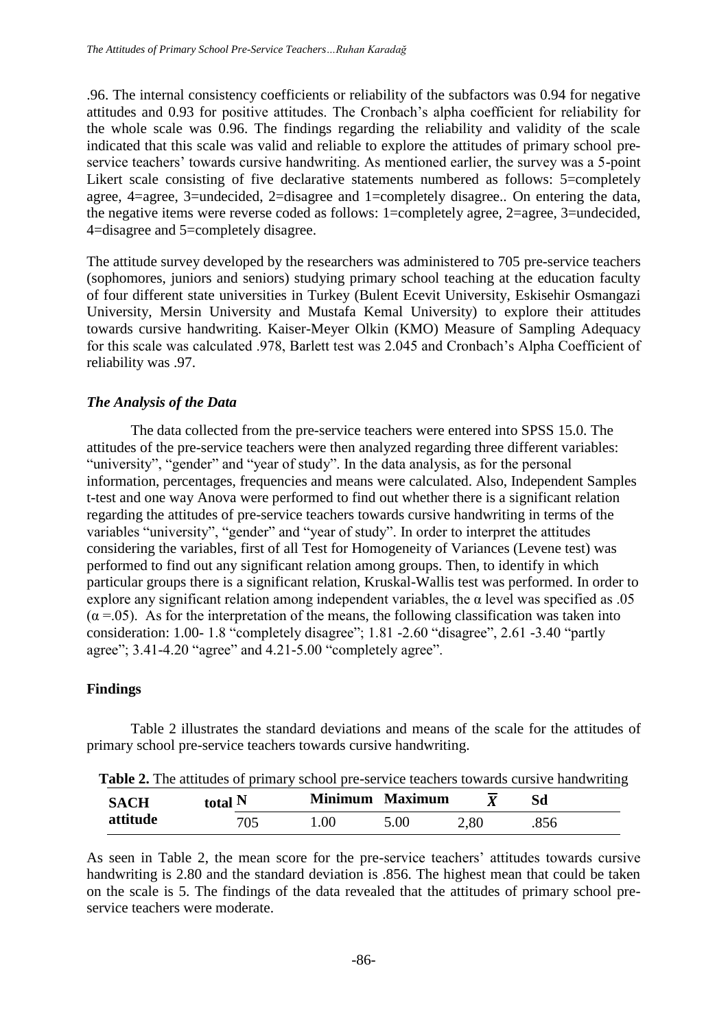.96. The internal consistency coefficients or reliability of the subfactors was 0.94 for negative attitudes and 0.93 for positive attitudes. The Cronbach's alpha coefficient for reliability for the whole scale was 0.96. The findings regarding the reliability and validity of the scale indicated that this scale was valid and reliable to explore the attitudes of primary school pre-service teachers' towards cursive handwriting. As mentioned earlier, the survey was a 5-point Likert scale consisting of five declarative statements numbered as follows: 5=completely agree, 4=agree, 3=undecided, 2=disagree and 1=completely disagree.. On entering the data, the negative items were reverse coded as follows: 1=completely agree, 2=agree, 3=undecided, 4=disagree and 5=completely disagree.

The attitude survey developed by the researchers was administered to 705 pre-service teachers (sophomores, juniors and seniors) studying primary school teaching at the education faculty of four different state universities in Turkey (Bulent Ecevit University, Eskisehir Osmangazi University, Mersin University and Mustafa Kemal University) to explore their attitudes towards cursive handwriting. Kaiser-Meyer Olkin (KMO) Measure of Sampling Adequacy for this scale was calculated .978, Barlett test was 2.045 and Cronbach's Alpha Coefficient of reliability was .97.

### *The Analysis of the Data*

The data collected from the pre-service teachers were entered into SPSS 15.0. The attitudes of the pre-service teachers were then analyzed regarding three different variables: "university", "gender" and "year of study". In the data analysis, as for the personal information, percentages, frequencies and means were calculated. Also, Independent Samples t-test and one way Anova were performed to find out whether there is a significant relation regarding the attitudes of pre-service teachers towards cursive handwriting in terms of the variables "university", "gender" and "year of study". In order to interpret the attitudes considering the variables, first of all Test for Homogeneity of Variances (Levene test) was performed to find out any significant relation among groups. Then, to identify in which particular groups there is a significant relation, Kruskal-Wallis test was performed. In order to explore any significant relation among independent variables, the α level was specified as .05 ($\alpha = .05$). As for the interpretation of the means, the following classification was taken into consideration: 1.00- 1.8 "completely disagree"; 1.81 -2.60 "disagree", 2.61 -3.40 "partly agree"; 3.41-4.20 "agree" and 4.21-5.00 "completely agree".

## **Findings**

Table 2 illustrates the standard deviations and means of the scale for the attitudes of primary school pre-service teachers towards cursive handwriting.

**Table 2.** The attitudes of primary school pre-service teachers towards cursive handwriting

| SACH attitude | total N | Minimum | Maximum | $\overline{X}$ | Sd |
|---|---|---|---|---|---|
| | 705 | 1.00 | 5.00 | 2,80 | .856 |

As seen in Table 2, the mean score for the pre-service teachers' attitudes towards cursive handwriting is 2.80 and the standard deviation is .856. The highest mean that could be taken on the scale is 5. The findings of the data revealed that the attitudes of primary school pre-service teachers were moderate.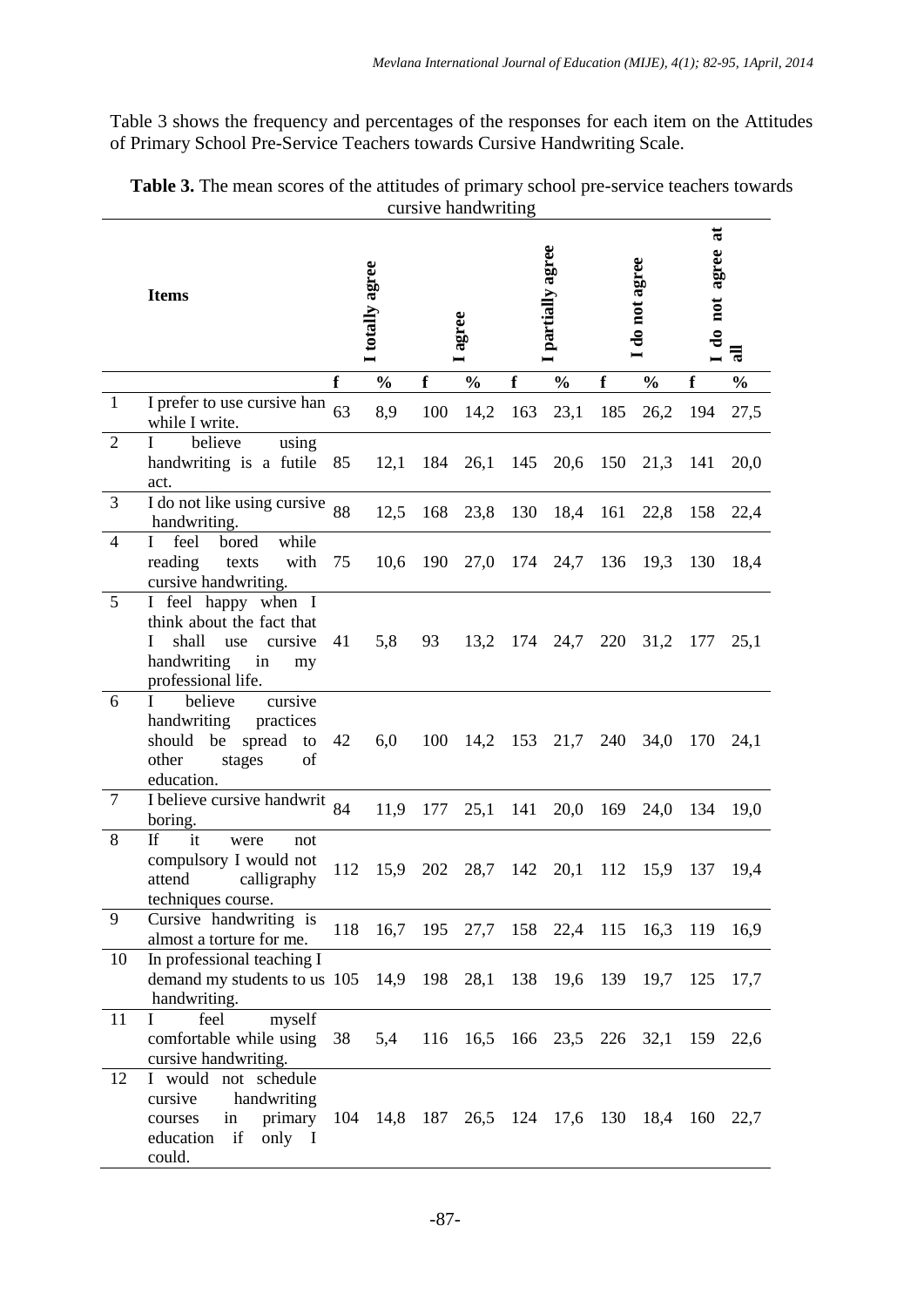Table 3 shows the frequency and percentages of the responses for each item on the Attitudes of Primary School Pre-Service Teachers towards Cursive Handwriting Scale.

**Table 3.** The mean scores of the attitudes of primary school pre-service teachers towards cursive handwriting

| | **Items** | **I totally agree** | | **I agree** | | **I partially agree** | | **I do not agree** | | **I do not agree at all** | |
|---|---|---|---|---|---|---|---|---|---|---|---|
| | | **f** | **%** | **f** | **%** | **f** | **%** | **f** | **%** | **f** | **%** |
| 1 | I prefer to use cursive han while I write. | 63 | 8,9 | 100 | 14,2 | 163 | 23,1 | 185 | 26,2 | 194 | 27,5 |
| 2 | I believe using handwriting is a futile act. | 85 | 12,1 | 184 | 26,1 | 145 | 20,6 | 150 | 21,3 | 141 | 20,0 |
| 3 | I do not like using cursive handwriting. | 88 | 12,5 | 168 | 23,8 | 130 | 18,4 | 161 | 22,8 | 158 | 22,4 |
| 4 | I feel bored while reading texts with cursive handwriting. | 75 | 10,6 | 190 | 27,0 | 174 | 24,7 | 136 | 19,3 | 130 | 18,4 |
| 5 | I feel happy when I think about the fact that I shall use cursive handwriting in my professional life. | 41 | 5,8 | 93 | 13,2 | 174 | 24,7 | 220 | 31,2 | 177 | 25,1 |
| 6 | I believe cursive handwriting practices should be spread to other stages of education. | 42 | 6,0 | 100 | 14,2 | 153 | 21,7 | 240 | 34,0 | 170 | 24,1 |
| 7 | I believe cursive handwrit boring. | 84 | 11,9 | 177 | 25,1 | 141 | 20,0 | 169 | 24,0 | 134 | 19,0 |
| 8 | If it were not compulsory I would not attend calligraphy techniques course. | 112 | 15,9 | 202 | 28,7 | 142 | 20,1 | 112 | 15,9 | 137 | 19,4 |
| 9 | Cursive handwriting is almost a torture for me. | 118 | 16,7 | 195 | 27,7 | 158 | 22,4 | 115 | 16,3 | 119 | 16,9 |
| 10 | In professional teaching I demand my students to us handwriting. | 105 | 14,9 | 198 | 28,1 | 138 | 19,6 | 139 | 19,7 | 125 | 17,7 |
| 11 | I feel myself comfortable while using cursive handwriting. | 38 | 5,4 | 116 | 16,5 | 166 | 23,5 | 226 | 32,1 | 159 | 22,6 |
| 12 | I would not schedule cursive handwriting courses in primary education if only I could. | 104 | 14,8 | 187 | 26,5 | 124 | 17,6 | 130 | 18,4 | 160 | 22,7 |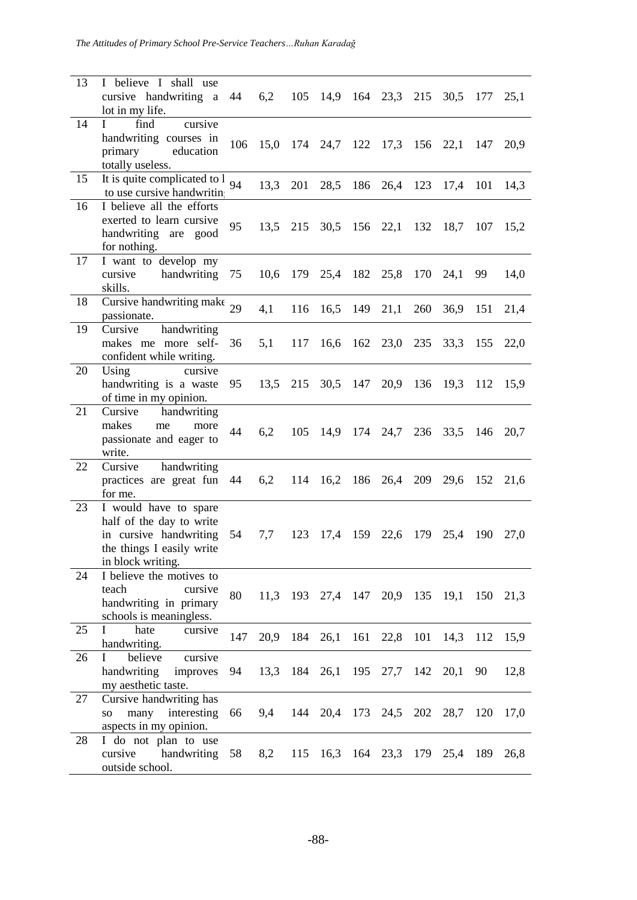| | | | | | | | | | | | |
|---|---|---|---|---|---|---|---|---|---|---|---|
| 13 | I believe I shall use cursive handwriting a lot in my life. | 44 | 6,2 | 105 | 14,9 | 164 | 23,3 | 215 | 30,5 | 177 | 25,1 |
| 14 | I find cursive handwriting courses in primary education totally useless. | 106 | 15,0 | 174 | 24,7 | 122 | 17,3 | 156 | 22,1 | 147 | 20,9 |
| 15 | It is quite complicated to l to use cursive handwritin | 94 | 13,3 | 201 | 28,5 | 186 | 26,4 | 123 | 17,4 | 101 | 14,3 |
| 16 | I believe all the efforts exerted to learn cursive handwriting are good for nothing. | 95 | 13,5 | 215 | 30,5 | 156 | 22,1 | 132 | 18,7 | 107 | 15,2 |
| 17 | I want to develop my cursive handwriting skills. | 75 | 10,6 | 179 | 25,4 | 182 | 25,8 | 170 | 24,1 | 99 | 14,0 |
| 18 | Cursive handwriting make passionate. | 29 | 4,1 | 116 | 16,5 | 149 | 21,1 | 260 | 36,9 | 151 | 21,4 |
| 19 | Cursive handwriting makes me more self-confident while writing. | 36 | 5,1 | 117 | 16,6 | 162 | 23,0 | 235 | 33,3 | 155 | 22,0 |
| 20 | Using cursive handwriting is a waste of time in my opinion. | 95 | 13,5 | 215 | 30,5 | 147 | 20,9 | 136 | 19,3 | 112 | 15,9 |
| 21 | Cursive handwriting makes me more passionate and eager to write. | 44 | 6,2 | 105 | 14,9 | 174 | 24,7 | 236 | 33,5 | 146 | 20,7 |
| 22 | Cursive handwriting practices are great fun for me. | 44 | 6,2 | 114 | 16,2 | 186 | 26,4 | 209 | 29,6 | 152 | 21,6 |
| 23 | I would have to spare half of the day to write in cursive handwriting the things I easily write in block writing. | 54 | 7,7 | 123 | 17,4 | 159 | 22,6 | 179 | 25,4 | 190 | 27,0 |
| 24 | I believe the motives to teach cursive handwriting in primary schools is meaningless. | 80 | 11,3 | 193 | 27,4 | 147 | 20,9 | 135 | 19,1 | 150 | 21,3 |
| 25 | I hate cursive handwriting. | 147 | 20,9 | 184 | 26,1 | 161 | 22,8 | 101 | 14,3 | 112 | 15,9 |
| 26 | I believe cursive handwriting improves my aesthetic taste. | 94 | 13,3 | 184 | 26,1 | 195 | 27,7 | 142 | 20,1 | 90 | 12,8 |
| 27 | Cursive handwriting has so many interesting aspects in my opinion. | 66 | 9,4 | 144 | 20,4 | 173 | 24,5 | 202 | 28,7 | 120 | 17,0 |
| 28 | I do not plan to use cursive handwriting outside school. | 58 | 8,2 | 115 | 16,3 | 164 | 23,3 | 179 | 25,4 | 189 | 26,8 |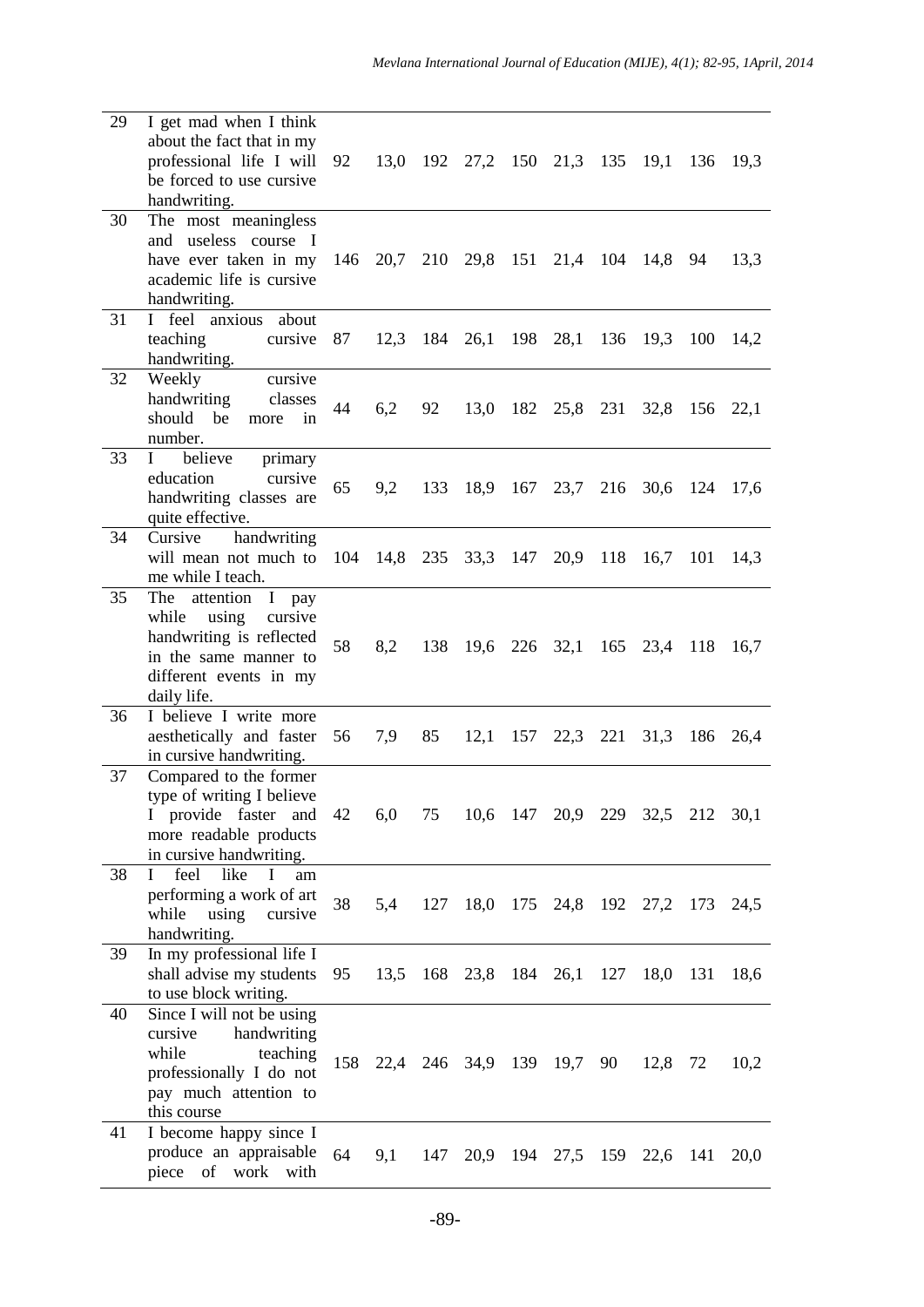| | | | | | | | | | | | |
|---|---|---|---|---|---|---|---|---|---|---|---|
| 29 | I get mad when I think about the fact that in my professional life I will be forced to use cursive handwriting. | 92 | 13,0 | 192 | 27,2 | 150 | 21,3 | 135 | 19,1 | 136 | 19,3 |
| 30 | The most meaningless and useless course I have ever taken in my academic life is cursive handwriting. | 146 | 20,7 | 210 | 29,8 | 151 | 21,4 | 104 | 14,8 | 94 | 13,3 |
| 31 | I feel anxious about teaching cursive handwriting. | 87 | 12,3 | 184 | 26,1 | 198 | 28,1 | 136 | 19,3 | 100 | 14,2 |
| 32 | Weekly cursive handwriting classes should be more in number. | 44 | 6,2 | 92 | 13,0 | 182 | 25,8 | 231 | 32,8 | 156 | 22,1 |
| 33 | I believe primary education cursive handwriting classes are quite effective. | 65 | 9,2 | 133 | 18,9 | 167 | 23,7 | 216 | 30,6 | 124 | 17,6 |
| 34 | Cursive handwriting will mean not much to me while I teach. | 104 | 14,8 | 235 | 33,3 | 147 | 20,9 | 118 | 16,7 | 101 | 14,3 |
| 35 | The attention I pay while using cursive handwriting is reflected in the same manner to different events in my daily life. | 58 | 8,2 | 138 | 19,6 | 226 | 32,1 | 165 | 23,4 | 118 | 16,7 |
| 36 | I believe I write more aesthetically and faster in cursive handwriting. | 56 | 7,9 | 85 | 12,1 | 157 | 22,3 | 221 | 31,3 | 186 | 26,4 |
| 37 | Compared to the former type of writing I believe I provide faster and more readable products in cursive handwriting. | 42 | 6,0 | 75 | 10,6 | 147 | 20,9 | 229 | 32,5 | 212 | 30,1 |
| 38 | I feel like I am performing a work of art while using cursive handwriting. | 38 | 5,4 | 127 | 18,0 | 175 | 24,8 | 192 | 27,2 | 173 | 24,5 |
| 39 | In my professional life I shall advise my students to use block writing. | 95 | 13,5 | 168 | 23,8 | 184 | 26,1 | 127 | 18,0 | 131 | 18,6 |
| 40 | Since I will not be using cursive handwriting while teaching professionally I do not pay much attention to this course | 158 | 22,4 | 246 | 34,9 | 139 | 19,7 | 90 | 12,8 | 72 | 10,2 |
| 41 | I become happy since I produce an appraisable piece of work with | 64 | 9,1 | 147 | 20,9 | 194 | 27,5 | 159 | 22,6 | 141 | 20,0 |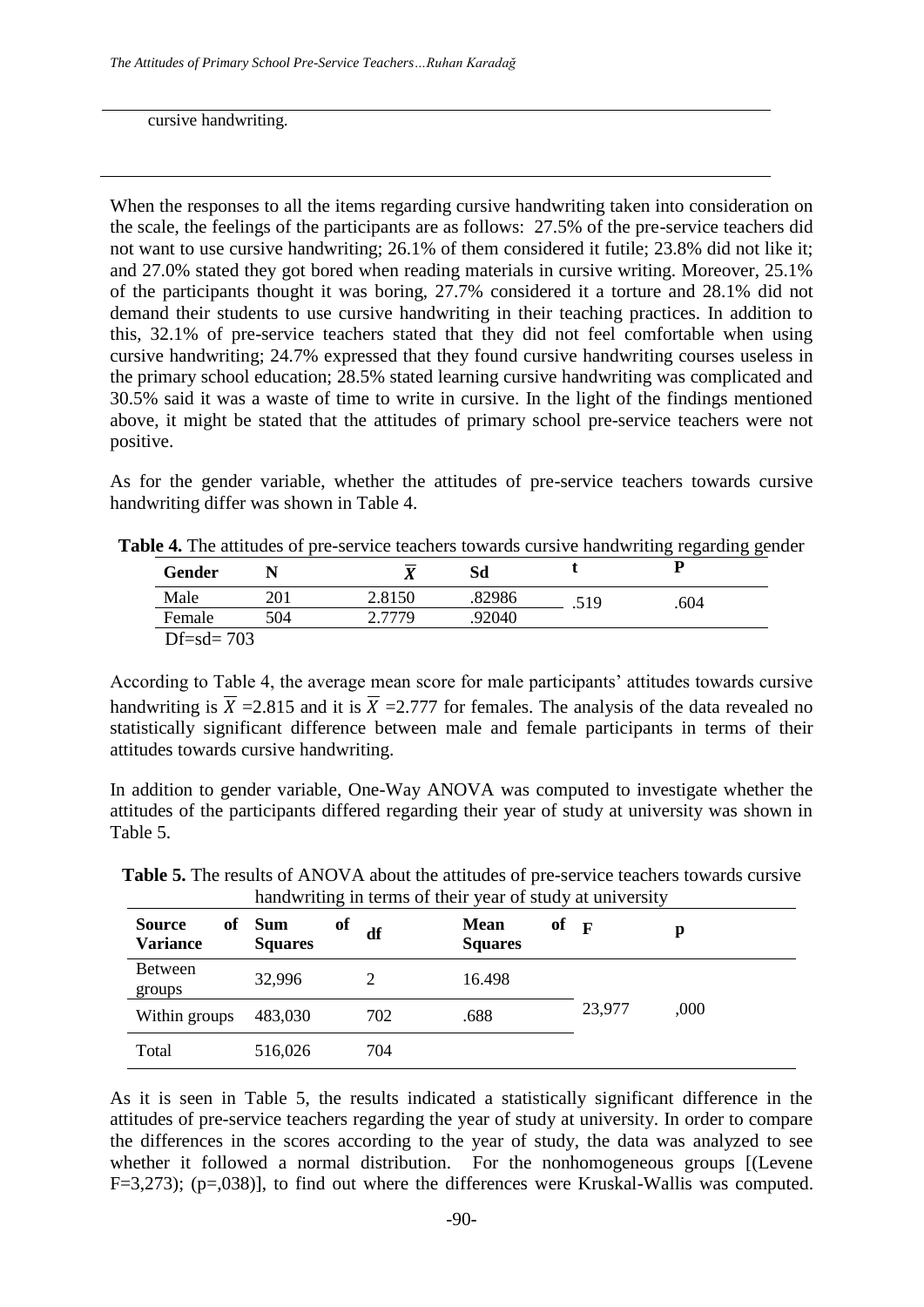cursive handwriting.

When the responses to all the items regarding cursive handwriting taken into consideration on the scale, the feelings of the participants are as follows: 27.5% of the pre-service teachers did not want to use cursive handwriting; 26.1% of them considered it futile; 23.8% did not like it; and 27.0% stated they got bored when reading materials in cursive writing. Moreover, 25.1% of the participants thought it was boring, 27.7% considered it a torture and 28.1% did not demand their students to use cursive handwriting in their teaching practices. In addition to this, 32.1% of pre-service teachers stated that they did not feel comfortable when using cursive handwriting; 24.7% expressed that they found cursive handwriting courses useless in the primary school education; 28.5% stated learning cursive handwriting was complicated and 30.5% said it was a waste of time to write in cursive. In the light of the findings mentioned above, it might be stated that the attitudes of primary school pre-service teachers were not positive.

As for the gender variable, whether the attitudes of pre-service teachers towards cursive handwriting differ was shown in Table 4.

**Table 4.** The attitudes of pre-service teachers towards cursive handwriting regarding gender

| Gender | N | $\overline{X}$ | Sd | t | P |
|---|---|---|---|---|---|
| Male | 201 | 2.8150 | .82986 | .519 | .604 |
| Female | 504 | 2.7779 | .92040 | | |
| Df=sd= 703 | | | | | |

According to Table 4, the average mean score for male participants' attitudes towards cursive handwriting is $\overline{X}$ =2.815 and it is $\overline{X}$ =2.777 for females. The analysis of the data revealed no statistically significant difference between male and female participants in terms of their attitudes towards cursive handwriting.

In addition to gender variable, One-Way ANOVA was computed to investigate whether the attitudes of the participants differed regarding their year of study at university was shown in Table 5.

**Table 5.** The results of ANOVA about the attitudes of pre-service teachers towards cursive handwriting in terms of their year of study at university

| Source of Variance | Sum of Squares | df | Mean of Squares | F | p |
|---|---|---|---|---|---|
| Between groups | 32,996 | 2 | 16.498 | 23,977 | ,000 |
| Within groups | 483,030 | 702 | .688 | | |
| Total | 516,026 | 704 | | | |

As it is seen in Table 5, the results indicated a statistically significant difference in the attitudes of pre-service teachers regarding the year of study at university. In order to compare the differences in the scores according to the year of study, the data was analyzed to see whether it followed a normal distribution. For the nonhomogeneous groups [(Levene F=3,273); (p=,038)], to find out where the differences were Kruskal-Wallis was computed.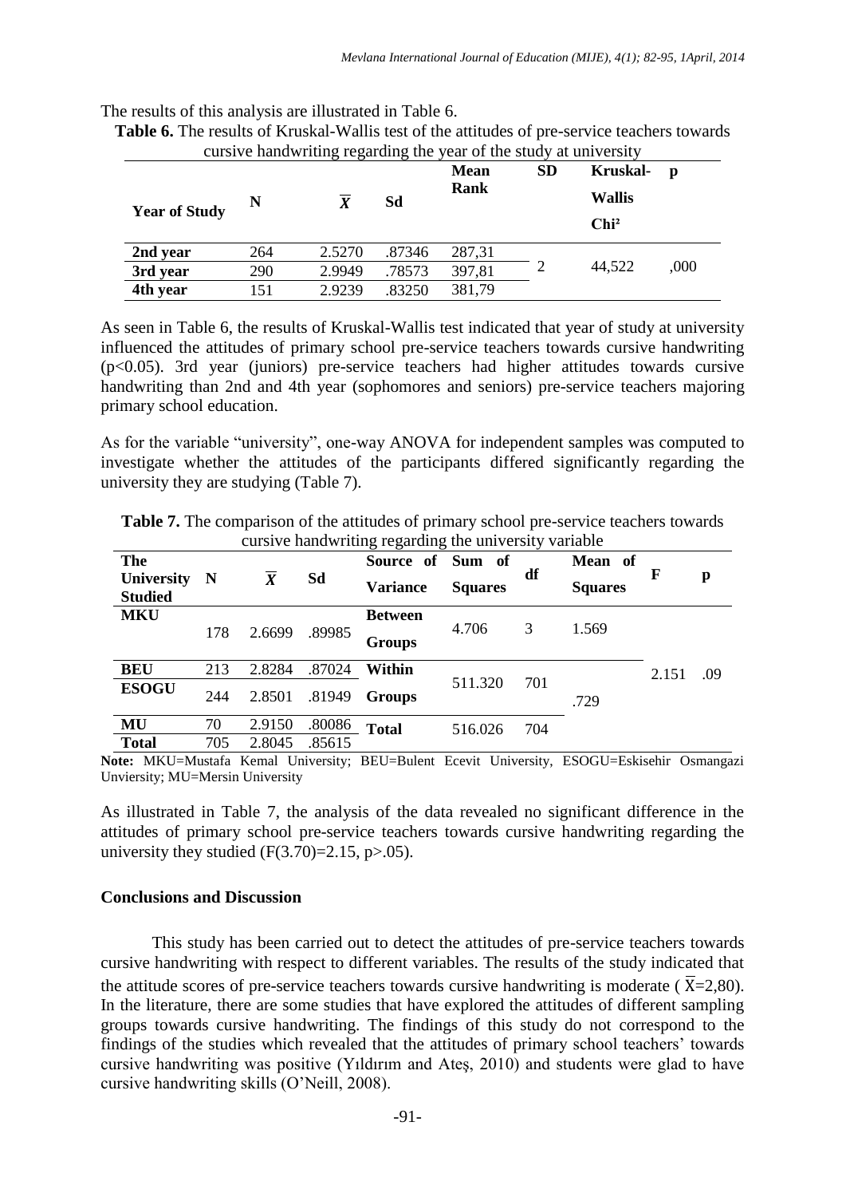The results of this analysis are illustrated in Table 6.

**Table 6.** The results of Kruskal-Wallis test of the attitudes of pre-service teachers towards cursive handwriting regarding the year of the study at university

| Year of Study | N | $\overline{X}$ | Sd | Mean Rank | SD | Kruskal-Wallis Chi² | p |
|---|---|---|---|---|---|---|---|
| 2nd year | 264 | 2.5270 | .87346 | 287,31 | 2 | 44,522 | ,000 |
| 3rd year | 290 | 2.9949 | .78573 | 397,81 | | | |
| 4th year | 151 | 2.9239 | .83250 | 381,79 | | | |

As seen in Table 6, the results of Kruskal-Wallis test indicated that year of study at university influenced the attitudes of primary school pre-service teachers towards cursive handwriting ($p<0.05$). 3rd year (juniors) pre-service teachers had higher attitudes towards cursive handwriting than 2nd and 4th year (sophomores and seniors) pre-service teachers majoring primary school education.

As for the variable "university", one-way ANOVA for independent samples was computed to investigate whether the attitudes of the participants differed significantly regarding the university they are studying (Table 7).

**Table 7.** The comparison of the attitudes of primary school pre-service teachers towards cursive handwriting regarding the university variable

| The University Studied | N | $\overline{X}$ | Sd | Source of Variance | Sum of Squares | df | Mean of Squares | F | p |
|---|---|---|---|---|---|---|---|---|---|
| MKU | 178 | 2.6699 | .89985 | Between Groups | 4.706 | 3 | 1.569 | 2.151 | .09 |
| BEU | 213 | 2.8284 | .87024 | Within Groups | 511.320 | 701 | .729 | | |
| ESOGU | 244 | 2.8501 | .81949 | | | | | | |
| MU | 70 | 2.9150 | .80086 | Total | 516.026 | 704 | | | |
| Total | 705 | 2.8045 | .85615 | | | | | | |

**Note:** MKU=Mustafa Kemal University; BEU=Bulent Ecevit University, ESOGU=Eskisehir Osmangazi Unviersity; MU=Mersin University

As illustrated in Table 7, the analysis of the data revealed no significant difference in the attitudes of primary school pre-service teachers towards cursive handwriting regarding the university they studied ($F(3.70)=2.15$, $p>.05$).

## Conclusions and Discussion

This study has been carried out to detect the attitudes of pre-service teachers towards cursive handwriting with respect to different variables. The results of the study indicated that the attitude scores of pre-service teachers towards cursive handwriting is moderate ( $\overline{X}$=2,80). In the literature, there are some studies that have explored the attitudes of different sampling groups towards cursive handwriting. The findings of this study do not correspond to the findings of the studies which revealed that the attitudes of primary school teachers' towards cursive handwriting was positive (Yıldırım and Ateş, 2010) and students were glad to have cursive handwriting skills (O'Neill, 2008).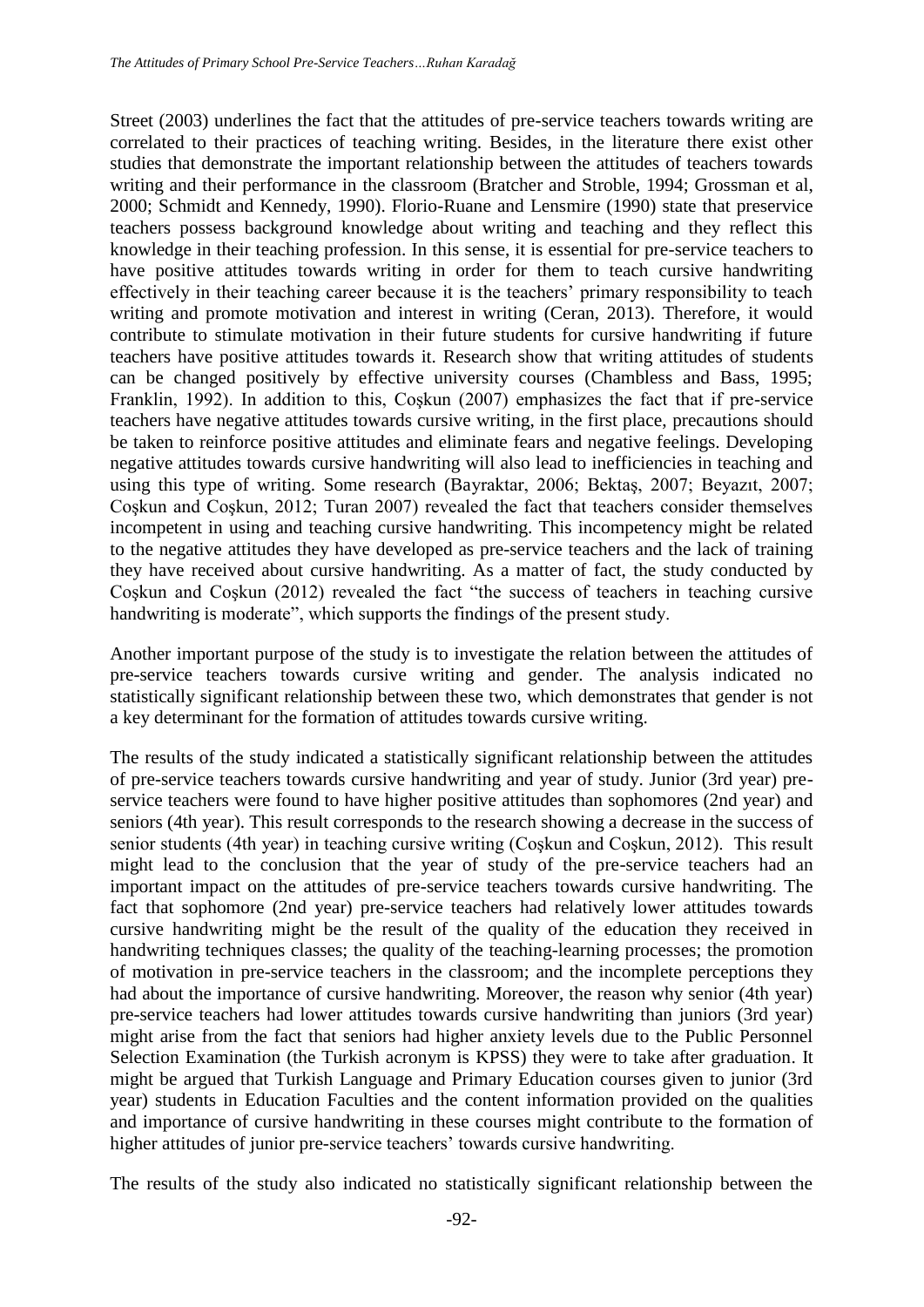Street (2003) underlines the fact that the attitudes of pre-service teachers towards writing are correlated to their practices of teaching writing. Besides, in the literature there exist other studies that demonstrate the important relationship between the attitudes of teachers towards writing and their performance in the classroom (Bratcher and Stroble, 1994; Grossman et al, 2000; Schmidt and Kennedy, 1990). Florio-Ruane and Lensmire (1990) state that preservice teachers possess background knowledge about writing and teaching and they reflect this knowledge in their teaching profession. In this sense, it is essential for pre-service teachers to have positive attitudes towards writing in order for them to teach cursive handwriting effectively in their teaching career because it is the teachers' primary responsibility to teach writing and promote motivation and interest in writing (Ceran, 2013). Therefore, it would contribute to stimulate motivation in their future students for cursive handwriting if future teachers have positive attitudes towards it. Research show that writing attitudes of students can be changed positively by effective university courses (Chambless and Bass, 1995; Franklin, 1992). In addition to this, Coşkun (2007) emphasizes the fact that if pre-service teachers have negative attitudes towards cursive writing, in the first place, precautions should be taken to reinforce positive attitudes and eliminate fears and negative feelings. Developing negative attitudes towards cursive handwriting will also lead to inefficiencies in teaching and using this type of writing. Some research (Bayraktar, 2006; Bektaş, 2007; Beyazıt, 2007; Coşkun and Coşkun, 2012; Turan 2007) revealed the fact that teachers consider themselves incompetent in using and teaching cursive handwriting. This incompetency might be related to the negative attitudes they have developed as pre-service teachers and the lack of training they have received about cursive handwriting. As a matter of fact, the study conducted by Coşkun and Coşkun (2012) revealed the fact "the success of teachers in teaching cursive handwriting is moderate", which supports the findings of the present study.

Another important purpose of the study is to investigate the relation between the attitudes of pre-service teachers towards cursive writing and gender. The analysis indicated no statistically significant relationship between these two, which demonstrates that gender is not a key determinant for the formation of attitudes towards cursive writing.

The results of the study indicated a statistically significant relationship between the attitudes of pre-service teachers towards cursive handwriting and year of study. Junior (3rd year) pre-service teachers were found to have higher positive attitudes than sophomores (2nd year) and seniors (4th year). This result corresponds to the research showing a decrease in the success of senior students (4th year) in teaching cursive writing (Coşkun and Coşkun, 2012). This result might lead to the conclusion that the year of study of the pre-service teachers had an important impact on the attitudes of pre-service teachers towards cursive handwriting. The fact that sophomore (2nd year) pre-service teachers had relatively lower attitudes towards cursive handwriting might be the result of the quality of the education they received in handwriting techniques classes; the quality of the teaching-learning processes; the promotion of motivation in pre-service teachers in the classroom; and the incomplete perceptions they had about the importance of cursive handwriting. Moreover, the reason why senior (4th year) pre-service teachers had lower attitudes towards cursive handwriting than juniors (3rd year) might arise from the fact that seniors had higher anxiety levels due to the Public Personnel Selection Examination (the Turkish acronym is KPSS) they were to take after graduation. It might be argued that Turkish Language and Primary Education courses given to junior (3rd year) students in Education Faculties and the content information provided on the qualities and importance of cursive handwriting in these courses might contribute to the formation of higher attitudes of junior pre-service teachers' towards cursive handwriting.

The results of the study also indicated no statistically significant relationship between the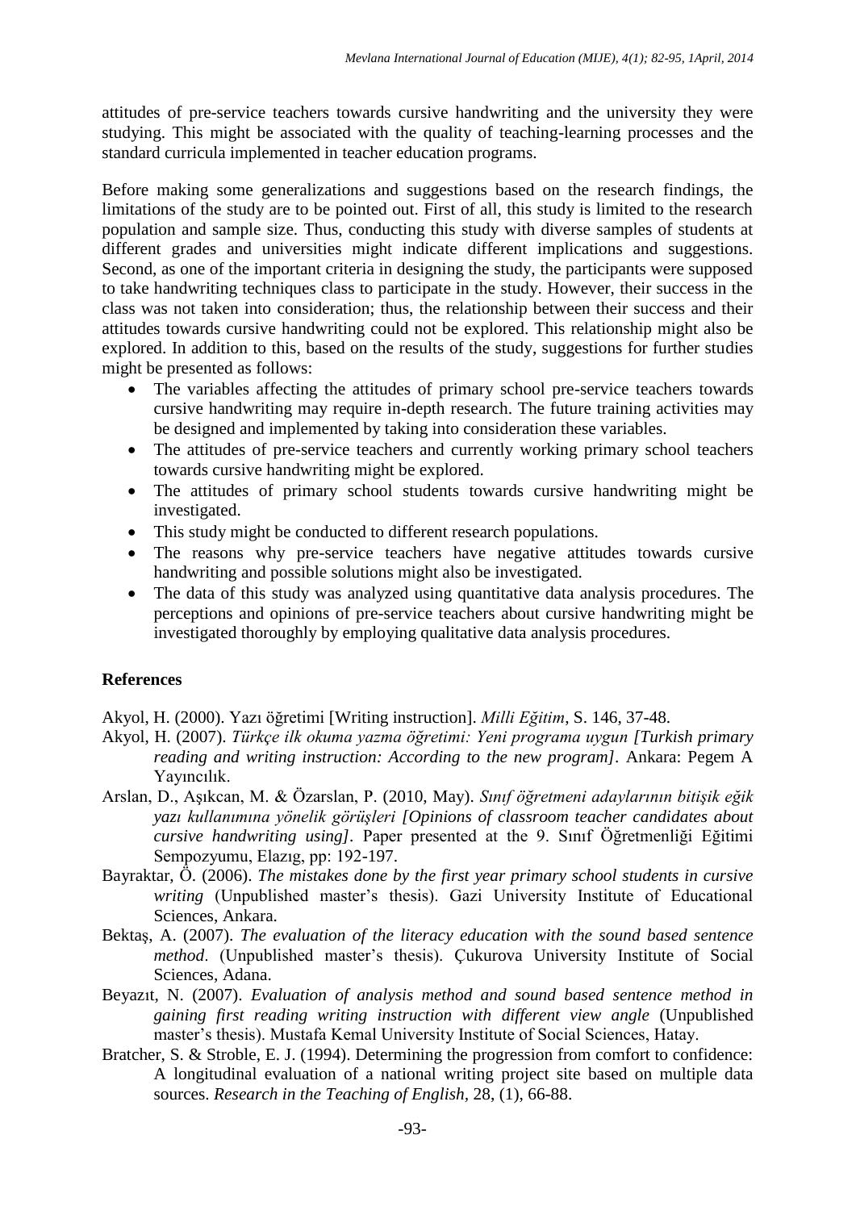attitudes of pre-service teachers towards cursive handwriting and the university they were studying. This might be associated with the quality of teaching-learning processes and the standard curricula implemented in teacher education programs.

Before making some generalizations and suggestions based on the research findings, the limitations of the study are to be pointed out. First of all, this study is limited to the research population and sample size. Thus, conducting this study with diverse samples of students at different grades and universities might indicate different implications and suggestions. Second, as one of the important criteria in designing the study, the participants were supposed to take handwriting techniques class to participate in the study. However, their success in the class was not taken into consideration; thus, the relationship between their success and their attitudes towards cursive handwriting could not be explored. This relationship might also be explored. In addition to this, based on the results of the study, suggestions for further studies might be presented as follows:

- The variables affecting the attitudes of primary school pre-service teachers towards cursive handwriting may require in-depth research. The future training activities may be designed and implemented by taking into consideration these variables.
- The attitudes of pre-service teachers and currently working primary school teachers towards cursive handwriting might be explored.
- The attitudes of primary school students towards cursive handwriting might be investigated.
- This study might be conducted to different research populations.
- The reasons why pre-service teachers have negative attitudes towards cursive handwriting and possible solutions might also be investigated.
- The data of this study was analyzed using quantitative data analysis procedures. The perceptions and opinions of pre-service teachers about cursive handwriting might be investigated thoroughly by employing qualitative data analysis procedures.

## References

Akyol, H. (2000). Yazı öğretimi [Writing instruction]. *Milli Eğitim*, S. 146, 37-48.

Akyol, H. (2007). *Türkçe ilk okuma yazma öğretimi: Yeni programa uygun [Turkish primary reading and writing instruction: According to the new program]*. Ankara: Pegem A Yayıncılık.

Arslan, D., Aşıkcan, M. & Özarslan, P. (2010, May). *Sınıf öğretmeni adaylarının bitişik eğik yazı kullanımına yönelik görüşleri [Opinions of classroom teacher candidates about cursive handwriting using]*. Paper presented at the 9. Sınıf Öğretmenliği Eğitimi Sempozyumu, Elazıg, pp: 192-197.

Bayraktar, Ö. (2006). *The mistakes done by the first year primary school students in cursive writing* (Unpublished master's thesis). Gazi University Institute of Educational Sciences, Ankara.

Bektaş, A. (2007). *The evaluation of the literacy education with the sound based sentence method*. (Unpublished master's thesis). Çukurova University Institute of Social Sciences, Adana.

Beyazıt, N. (2007). *Evaluation of analysis method and sound based sentence method in gaining first reading writing instruction with different view angle* (Unpublished master's thesis). Mustafa Kemal University Institute of Social Sciences, Hatay.

Bratcher, S. & Stroble, E. J. (1994). Determining the progression from comfort to confidence: A longitudinal evaluation of a national writing project site based on multiple data sources. *Research in the Teaching of English,* 28, (1), 66-88.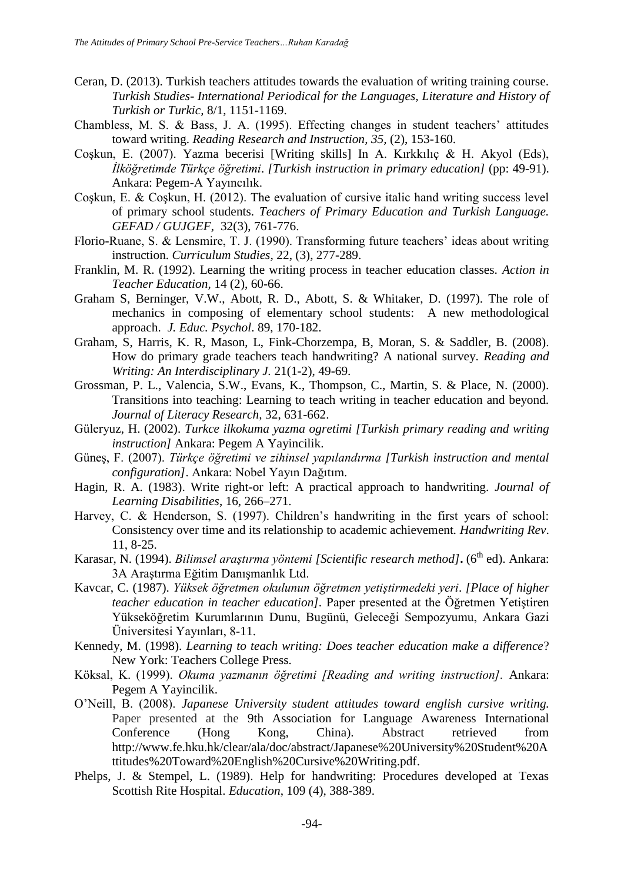Ceran, D. (2013). Turkish teachers attitudes towards the evaluation of writing training course. *Turkish Studies- International Periodical for the Languages, Literature and History of Turkish or Turkic*, 8/1, 1151-1169.

Chambless, M. S. & Bass, J. A. (1995). Effecting changes in student teachers' attitudes toward writing. *Reading Research and Instruction, 35,* (2), 153-160.

Coşkun, E. (2007). Yazma becerisi [Writing skills] In A. Kırkkılıç & H. Akyol (Eds), *İlköğretimde Türkçe öğretimi*. *[Turkish instruction in primary education]* (pp: 49-91). Ankara: Pegem-A Yayıncılık.

Coşkun, E. & Coşkun, H. (2012). The evaluation of cursive italic hand writing success level of primary school students. *Teachers of Primary Education and Turkish Language. GEFAD / GUJGEF,* 32(3), 761-776.

Florio-Ruane, S. & Lensmire, T. J. (1990). Transforming future teachers' ideas about writing instruction. *Curriculum Studies*, 22, (3), 277-289.

Franklin, M. R. (1992). Learning the writing process in teacher education classes. *Action in Teacher Education,* 14 (2), 60-66.

Graham S, Berninger, V.W., Abott, R. D., Abott, S. & Whitaker, D. (1997). The role of mechanics in composing of elementary school students: A new methodological approach. *J. Educ. Psychol*. 89, 170-182.

Graham, S, Harris, K. R, Mason, L, Fink-Chorzempa, B, Moran, S. & Saddler, B. (2008). How do primary grade teachers teach handwriting? A national survey. *Reading and Writing: An Interdisciplinary J.* 21(1-2), 49-69.

Grossman, P. L., Valencia, S.W., Evans, K., Thompson, C., Martin, S. & Place, N. (2000). Transitions into teaching: Learning to teach writing in teacher education and beyond. *Journal of Literacy Research,* 32, 631-662.

Güleryuz, H. (2002). *Turkce ilkokuma yazma ogretimi [Turkish primary reading and writing instruction]* Ankara: Pegem A Yayincilik.

Güneş, F. (2007). *Türkçe öğretimi ve zihinsel yapılandırma [Turkish instruction and mental configuration]*. Ankara: Nobel Yayın Dağıtım.

Hagin, R. A. (1983). Write right-or left: A practical approach to handwriting. *Journal of Learning Disabilities*, 16, 266–271.

Harvey, C. & Henderson, S. (1997). Children's handwriting in the first years of school: Consistency over time and its relationship to academic achievement. *Handwriting Rev*. 11, 8-25.

Karasar, N. (1994). *Bilimsel araştırma yöntemi [Scientific research method]***.** (6th ed). Ankara: 3A Araştırma Eğitim Danışmanlık Ltd.

Kavcar, C. (1987). *Yüksek öğretmen okulunun öğretmen yetiştirmedeki yeri*. *[Place of higher teacher education in teacher education]*. Paper presented at the Öğretmen Yetiştiren Yükseköğretim Kurumlarının Dunu, Bugünü, Geleceği Sempozyumu, Ankara Gazi Üniversitesi Yayınları, 8-11.

Kennedy, M. (1998). *Learning to teach writing: Does teacher education make a difference*? New York: Teachers College Press.

Köksal, K. (1999). *Okuma yazmanın öğretimi [Reading and writing instruction].* Ankara: Pegem A Yayincilik.

O'Neill, B. (2008). *Japanese University student attitudes toward english cursive writing.* Paper presented at the 9th Association for Language Awareness International Conference (Hong Kong, China). Abstract retrieved from http://www.fe.hku.hk/clear/ala/doc/abstract/Japanese%20University%20Student%20Attitudes%20Toward%20English%20Cursive%20Writing.pdf.

Phelps, J. & Stempel, L. (1989). Help for handwriting: Procedures developed at Texas Scottish Rite Hospital. *Education*, 109 (4), 388-389.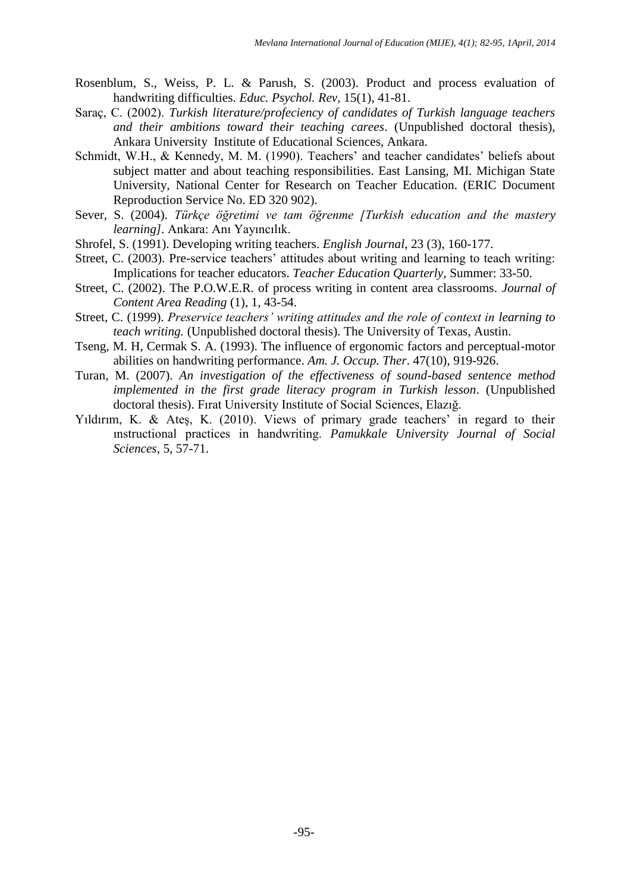Rosenblum, S., Weiss, P. L. & Parush, S. (2003). Product and process evaluation of handwriting difficulties. *Educ. Psychol. Rev,* 15(1), 41-81.

Saraç, C. (2002). *Turkish literature/profeciency of candidates of Turkish language teachers and their ambitions toward their teaching carees*. (Unpublished doctoral thesis), Ankara University Institute of Educational Sciences, Ankara.

Schmidt, W.H., & Kennedy, M. M. (1990). Teachers' and teacher candidates' beliefs about subject matter and about teaching responsibilities. East Lansing, MI. Michigan State University, National Center for Research on Teacher Education. (ERIC Document Reproduction Service No. ED 320 902).

Sever, S. (2004). *Türkçe öğretimi ve tam öğrenme [Turkish education and the mastery learning]*. Ankara: Anı Yayıncılık.

Shrofel, S. (1991). Developing writing teachers. *English Journal*, 23 (3), 160-177.

Street, C. (2003). Pre-service teachers' attitudes about writing and learning to teach writing: Implications for teacher educators. *Teacher Education Quarterly,* Summer: 33-50.

Street, C. (2002). The P.O.W.E.R. of process writing in content area classrooms. *Journal of Content Area Reading* (1), 1, 43-54.

Street, C. (1999). *Preservice teachers' writing attitudes and the role of context in learning to teach writing.* (Unpublished doctoral thesis). The University of Texas, Austin.

Tseng, M. H, Cermak S. A. (1993). The influence of ergonomic factors and perceptual-motor abilities on handwriting performance. *Am. J. Occup. Ther*. 47(10), 919-926.

Turan, M. (2007). *An investigation of the effectiveness of sound-based sentence method implemented in the first grade literacy program in Turkish lesson*. (Unpublished doctoral thesis). Fırat University Institute of Social Sciences, Elazığ.

Yıldırım, K. & Ateş, K. (2010). Views of primary grade teachers' in regard to their ınstructional practices in handwriting. *Pamukkale University Journal of Social Sciences*, 5, 57-71.